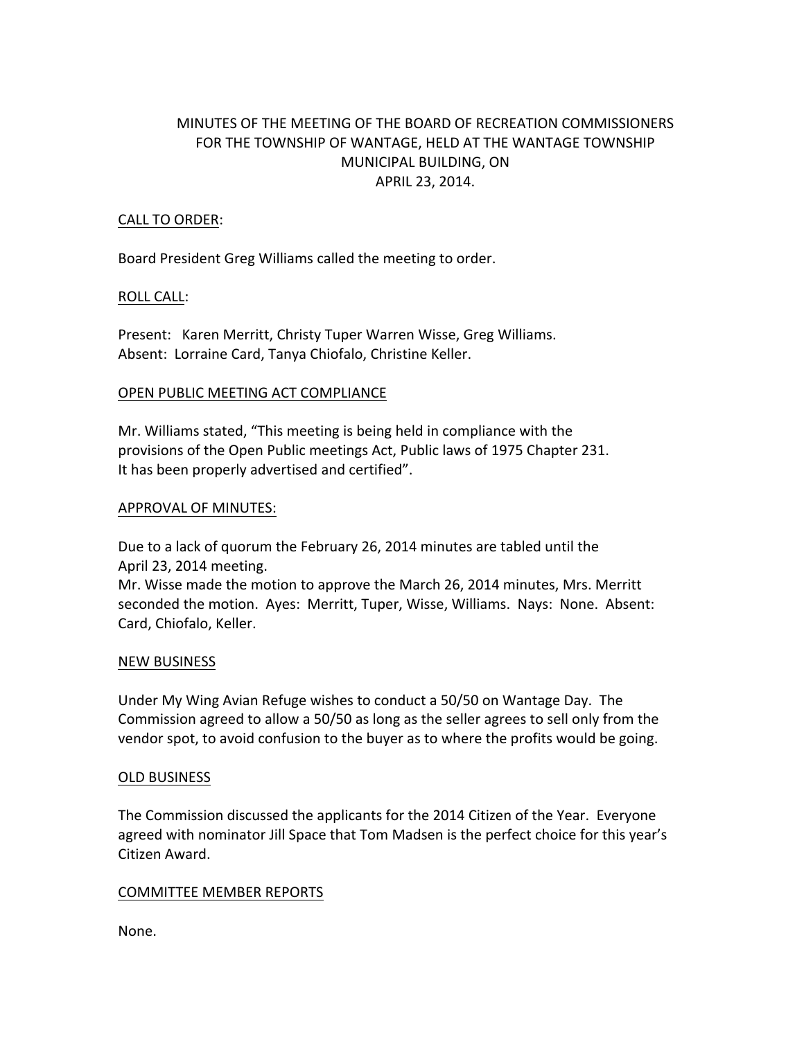# MINUTES OF THE MEETING OF THE BOARD OF RECREATION COMMISSIONERS FOR THE TOWNSHIP OF WANTAGE, HELD AT THE WANTAGE TOWNSHIP MUNICIPAL BUILDING, ON APRIL 23, 2014.

## CALL TO ORDER:

Board President Greg Williams called the meeting to order.

## ROLL CALL:

Present: Karen Merritt, Christy Tuper Warren Wisse, Greg Williams.
Absent: Lorraine Card, Tanya Chiofalo, Christine Keller.

## OPEN PUBLIC MEETING ACT COMPLIANCE

Mr. Williams stated, "This meeting is being held in compliance with the provisions of the Open Public meetings Act, Public laws of 1975 Chapter 231. It has been properly advertised and certified".

## APPROVAL OF MINUTES:

Due to a lack of quorum the February 26, 2014 minutes are tabled until the April 23, 2014 meeting.
Mr. Wisse made the motion to approve the March 26, 2014 minutes, Mrs. Merritt seconded the motion. Ayes: Merritt, Tuper, Wisse, Williams. Nays: None. Absent: Card, Chiofalo, Keller.

## NEW BUSINESS

Under My Wing Avian Refuge wishes to conduct a 50/50 on Wantage Day. The Commission agreed to allow a 50/50 as long as the seller agrees to sell only from the vendor spot, to avoid confusion to the buyer as to where the profits would be going.

## OLD BUSINESS

The Commission discussed the applicants for the 2014 Citizen of the Year. Everyone agreed with nominator Jill Space that Tom Madsen is the perfect choice for this year's Citizen Award.

## COMMITTEE MEMBER REPORTS

None.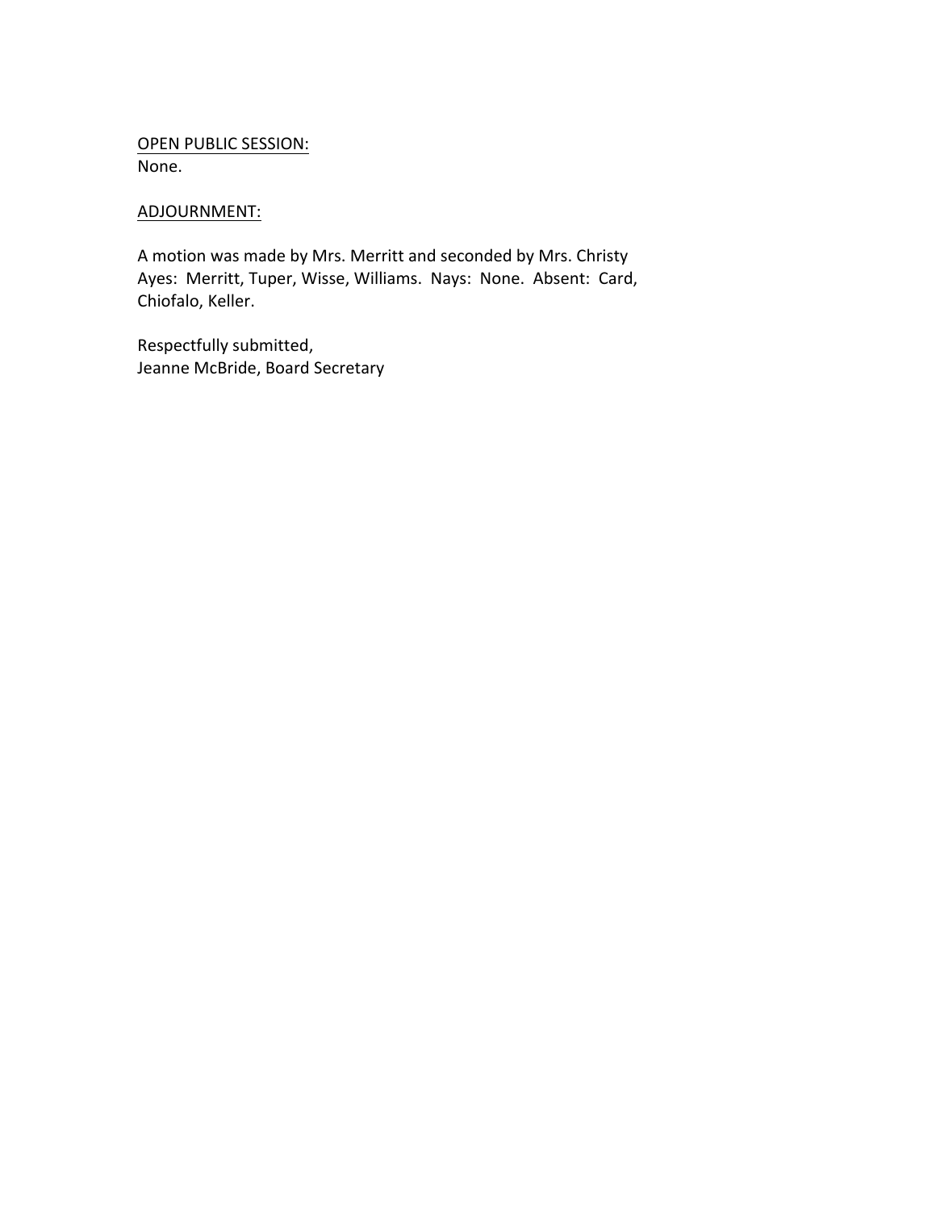<u>OPEN PUBLIC SESSION:</u>
None.

<u>ADJOURNMENT:</u>

A motion was made by Mrs. Merritt and seconded by Mrs. Christy
Ayes: Merritt, Tuper, Wisse, Williams. Nays: None. Absent: Card, Chiofalo, Keller.

Respectfully submitted,
Jeanne McBride, Board Secretary